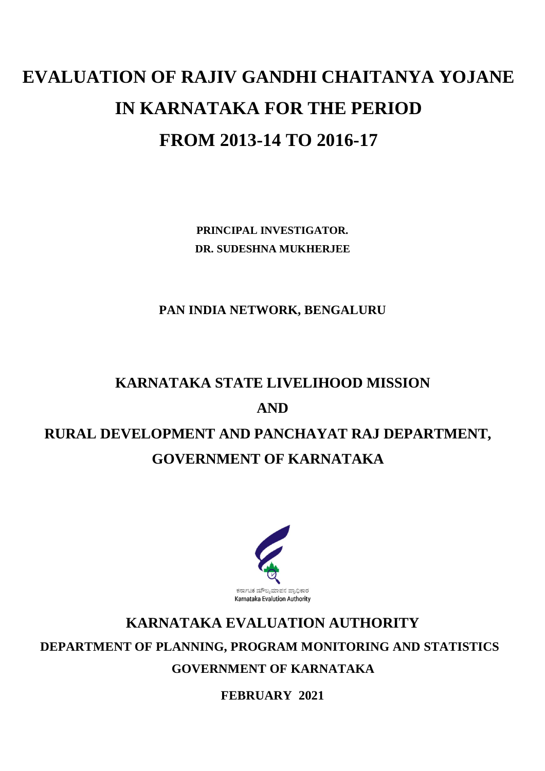# EVALUATION OF RAJIV GANDHI CHAITANYA YOJANE IN KARNATAKA FOR THE PERIOD FROM 2013-14 TO 2016-17

**PRINCIPAL INVESTIGATOR.**
**DR. SUDESHNA MUKHERJEE**

**PAN INDIA NETWORK, BENGALURU**

## KARNATAKA STATE LIVELIHOOD MISSION
## AND
## RURAL DEVELOPMENT AND PANCHAYAT RAJ DEPARTMENT, GOVERNMENT OF KARNATAKA

ಕರ್ನಾಟಕ ಮೌಲ್ಯಮಾಪನ ಪ್ರಾಧಿಕಾರ
Karnataka Evalution Authority

## KARNATAKA EVALUATION AUTHORITY

**DEPARTMENT OF PLANNING, PROGRAM MONITORING AND STATISTICS**

**GOVERNMENT OF KARNATAKA**

**FEBRUARY 2021**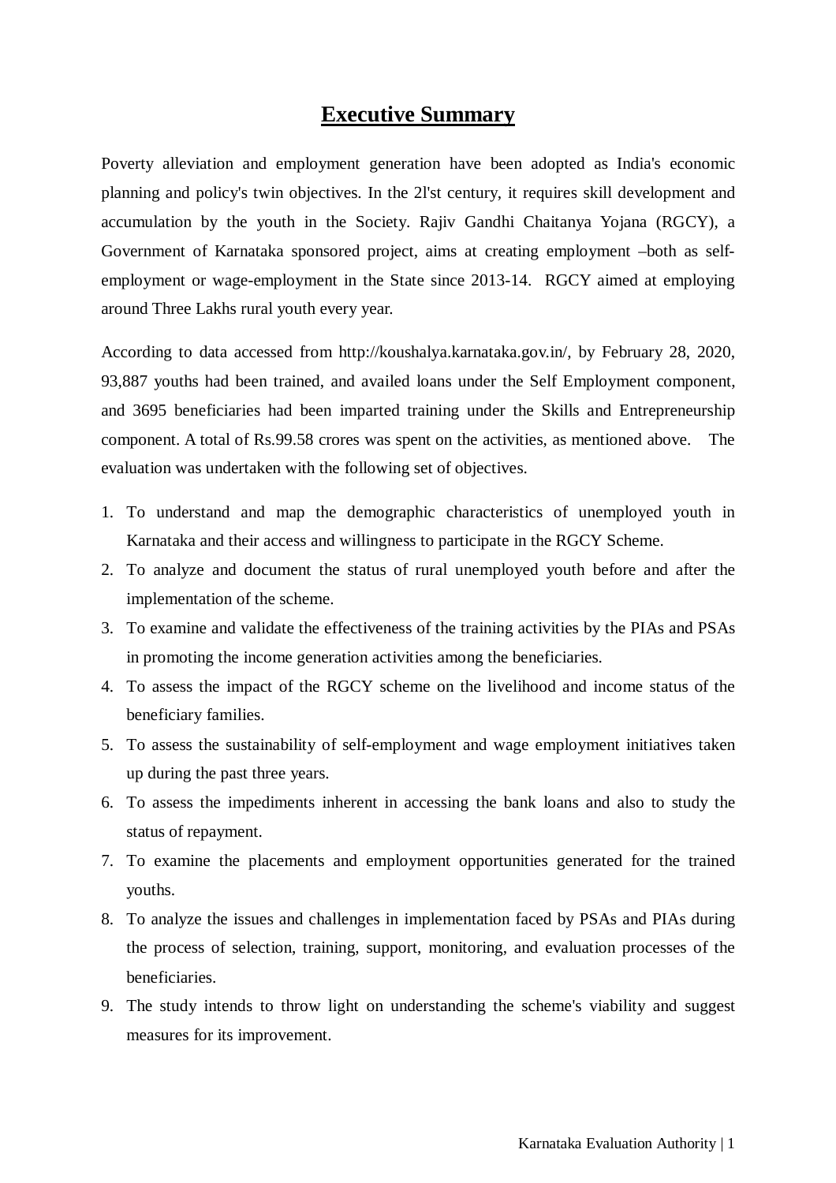# Executive Summary

Poverty alleviation and employment generation have been adopted as India's economic planning and policy's twin objectives. In the 2l'st century, it requires skill development and accumulation by the youth in the Society. Rajiv Gandhi Chaitanya Yojana (RGCY), a Government of Karnataka sponsored project, aims at creating employment –both as self-employment or wage-employment in the State since 2013-14. RGCY aimed at employing around Three Lakhs rural youth every year.

According to data accessed from http://koushalya.karnataka.gov.in/, by February 28, 2020, 93,887 youths had been trained, and availed loans under the Self Employment component, and 3695 beneficiaries had been imparted training under the Skills and Entrepreneurship component. A total of Rs.99.58 crores was spent on the activities, as mentioned above. The evaluation was undertaken with the following set of objectives.

1. To understand and map the demographic characteristics of unemployed youth in Karnataka and their access and willingness to participate in the RGCY Scheme.
2. To analyze and document the status of rural unemployed youth before and after the implementation of the scheme.
3. To examine and validate the effectiveness of the training activities by the PIAs and PSAs in promoting the income generation activities among the beneficiaries.
4. To assess the impact of the RGCY scheme on the livelihood and income status of the beneficiary families.
5. To assess the sustainability of self-employment and wage employment initiatives taken up during the past three years.
6. To assess the impediments inherent in accessing the bank loans and also to study the status of repayment.
7. To examine the placements and employment opportunities generated for the trained youths.
8. To analyze the issues and challenges in implementation faced by PSAs and PIAs during the process of selection, training, support, monitoring, and evaluation processes of the beneficiaries.
9. The study intends to throw light on understanding the scheme's viability and suggest measures for its improvement.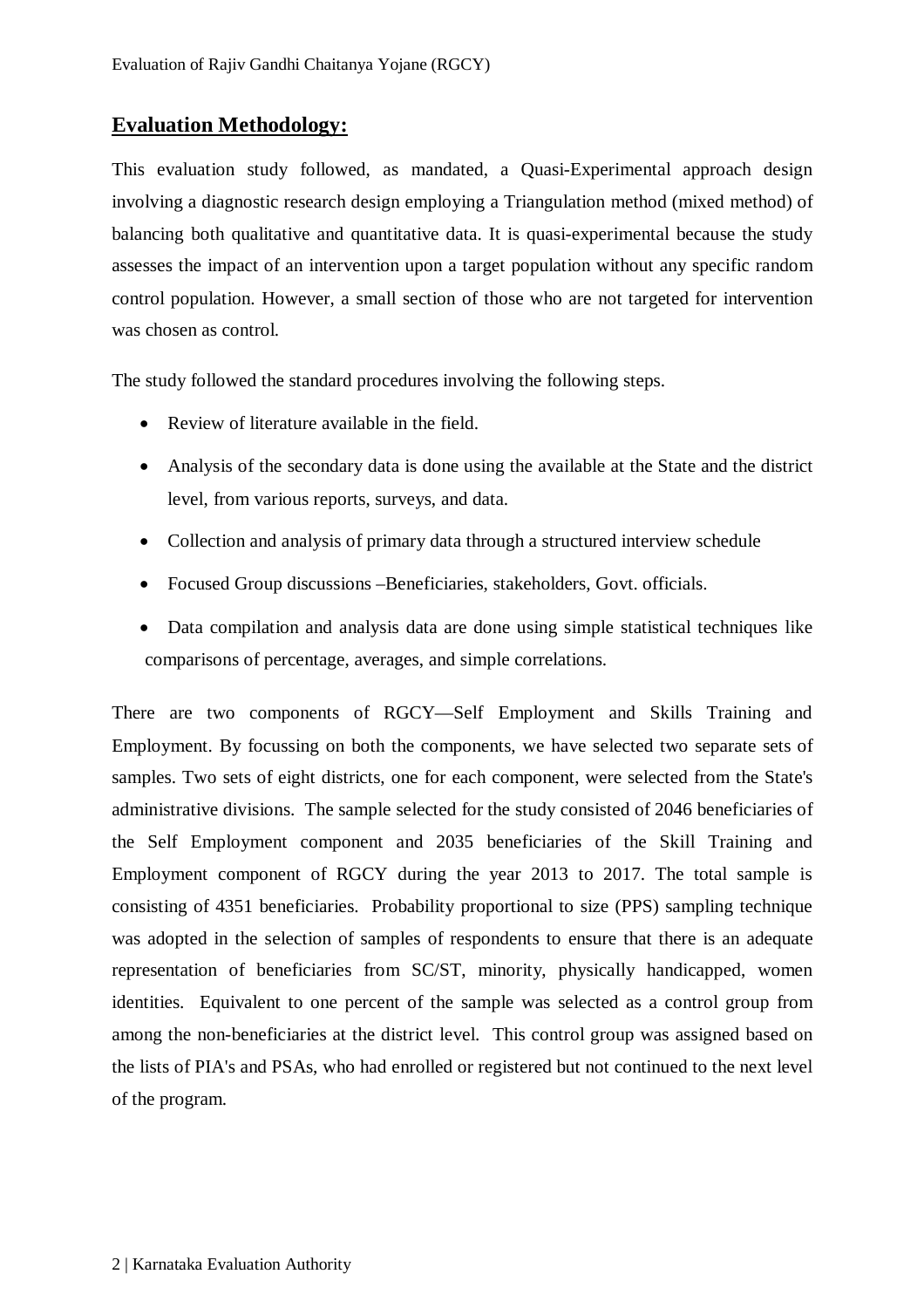## Evaluation Methodology:

This evaluation study followed, as mandated, a Quasi-Experimental approach design involving a diagnostic research design employing a Triangulation method (mixed method) of balancing both qualitative and quantitative data. It is quasi-experimental because the study assesses the impact of an intervention upon a target population without any specific random control population. However, a small section of those who are not targeted for intervention was chosen as control.

The study followed the standard procedures involving the following steps.

- Review of literature available in the field.
- Analysis of the secondary data is done using the available at the State and the district level, from various reports, surveys, and data.
- Collection and analysis of primary data through a structured interview schedule
- Focused Group discussions –Beneficiaries, stakeholders, Govt. officials.
- Data compilation and analysis data are done using simple statistical techniques like comparisons of percentage, averages, and simple correlations.

There are two components of RGCY—Self Employment and Skills Training and Employment. By focussing on both the components, we have selected two separate sets of samples. Two sets of eight districts, one for each component, were selected from the State's administrative divisions. The sample selected for the study consisted of 2046 beneficiaries of the Self Employment component and 2035 beneficiaries of the Skill Training and Employment component of RGCY during the year 2013 to 2017. The total sample is consisting of 4351 beneficiaries. Probability proportional to size (PPS) sampling technique was adopted in the selection of samples of respondents to ensure that there is an adequate representation of beneficiaries from SC/ST, minority, physically handicapped, women identities. Equivalent to one percent of the sample was selected as a control group from among the non-beneficiaries at the district level. This control group was assigned based on the lists of PIA's and PSAs, who had enrolled or registered but not continued to the next level of the program.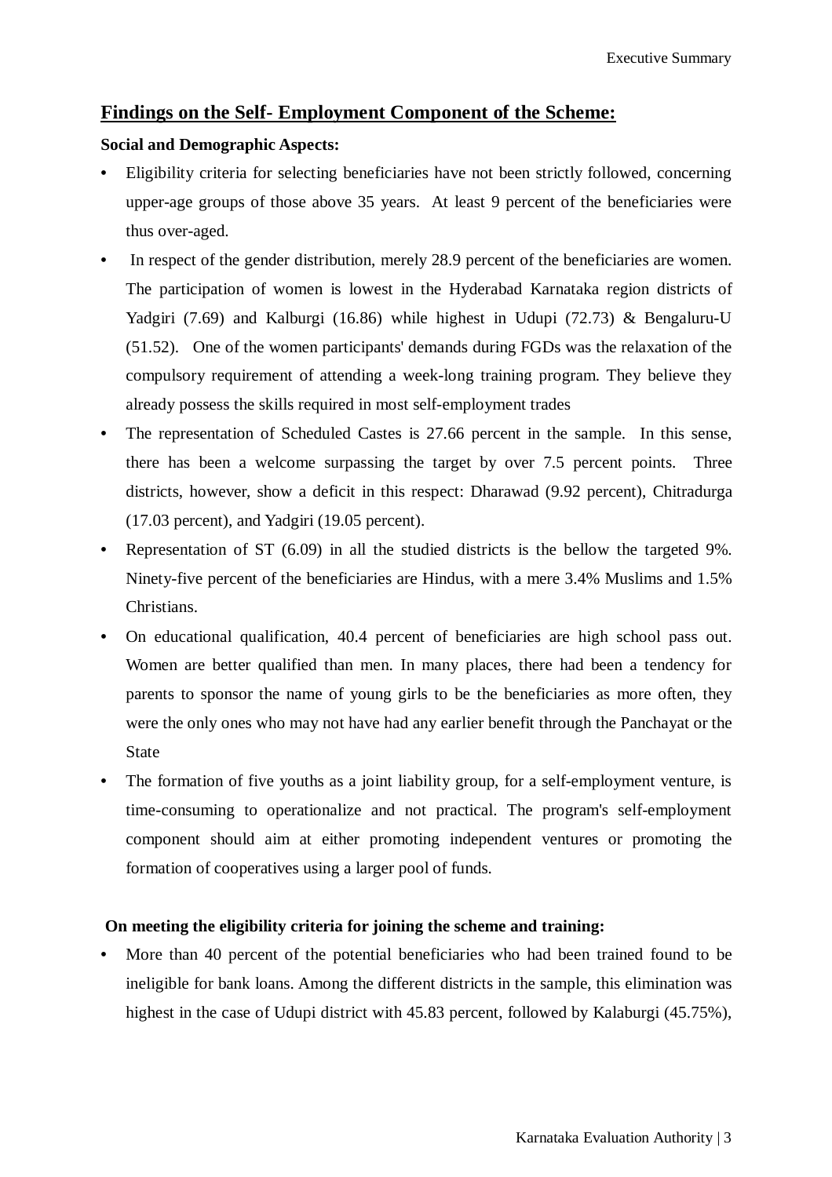## Findings on the Self- Employment Component of the Scheme:

**Social and Demographic Aspects:**

- Eligibility criteria for selecting beneficiaries have not been strictly followed, concerning upper-age groups of those above 35 years. At least 9 percent of the beneficiaries were thus over-aged.
- In respect of the gender distribution, merely 28.9 percent of the beneficiaries are women. The participation of women is lowest in the Hyderabad Karnataka region districts of Yadgiri (7.69) and Kalburgi (16.86) while highest in Udupi (72.73) & Bengaluru-U (51.52). One of the women participants' demands during FGDs was the relaxation of the compulsory requirement of attending a week-long training program. They believe they already possess the skills required in most self-employment trades
- The representation of Scheduled Castes is 27.66 percent in the sample. In this sense, there has been a welcome surpassing the target by over 7.5 percent points. Three districts, however, show a deficit in this respect: Dharawad (9.92 percent), Chitradurga (17.03 percent), and Yadgiri (19.05 percent).
- Representation of ST (6.09) in all the studied districts is the bellow the targeted 9%. Ninety-five percent of the beneficiaries are Hindus, with a mere 3.4% Muslims and 1.5% Christians.
- On educational qualification, 40.4 percent of beneficiaries are high school pass out. Women are better qualified than men. In many places, there had been a tendency for parents to sponsor the name of young girls to be the beneficiaries as more often, they were the only ones who may not have had any earlier benefit through the Panchayat or the State
- The formation of five youths as a joint liability group, for a self-employment venture, is time-consuming to operationalize and not practical. The program's self-employment component should aim at either promoting independent ventures or promoting the formation of cooperatives using a larger pool of funds.

**On meeting the eligibility criteria for joining the scheme and training:**

- More than 40 percent of the potential beneficiaries who had been trained found to be ineligible for bank loans. Among the different districts in the sample, this elimination was highest in the case of Udupi district with 45.83 percent, followed by Kalaburgi (45.75%),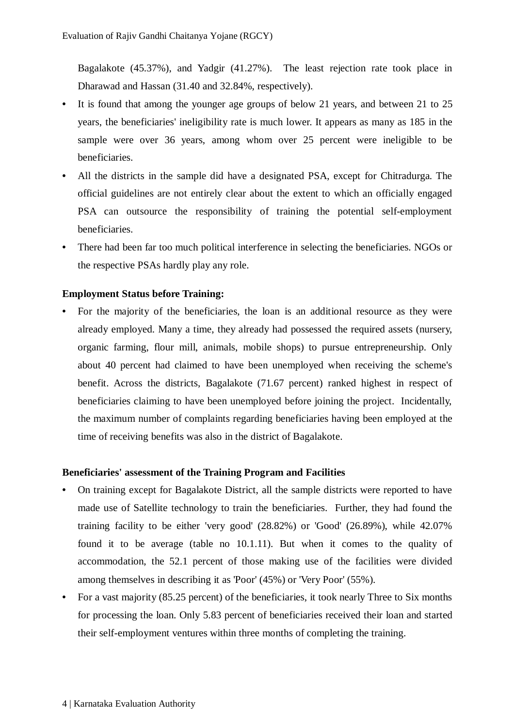Bagalakote (45.37%), and Yadgir (41.27%). The least rejection rate took place in Dharawad and Hassan (31.40 and 32.84%, respectively).

- It is found that among the younger age groups of below 21 years, and between 21 to 25 years, the beneficiaries' ineligibility rate is much lower. It appears as many as 185 in the sample were over 36 years, among whom over 25 percent were ineligible to be beneficiaries.
- All the districts in the sample did have a designated PSA, except for Chitradurga. The official guidelines are not entirely clear about the extent to which an officially engaged PSA can outsource the responsibility of training the potential self-employment beneficiaries.
- There had been far too much political interference in selecting the beneficiaries. NGOs or the respective PSAs hardly play any role.

**Employment Status before Training:**

- For the majority of the beneficiaries, the loan is an additional resource as they were already employed. Many a time, they already had possessed the required assets (nursery, organic farming, flour mill, animals, mobile shops) to pursue entrepreneurship. Only about 40 percent had claimed to have been unemployed when receiving the scheme's benefit. Across the districts, Bagalakote (71.67 percent) ranked highest in respect of beneficiaries claiming to have been unemployed before joining the project. Incidentally, the maximum number of complaints regarding beneficiaries having been employed at the time of receiving benefits was also in the district of Bagalakote.

**Beneficiaries' assessment of the Training Program and Facilities**

- On training except for Bagalakote District, all the sample districts were reported to have made use of Satellite technology to train the beneficiaries. Further, they had found the training facility to be either 'very good' (28.82%) or 'Good' (26.89%), while 42.07% found it to be average (table no 10.1.11). But when it comes to the quality of accommodation, the 52.1 percent of those making use of the facilities were divided among themselves in describing it as 'Poor' (45%) or 'Very Poor' (55%).
- For a vast majority (85.25 percent) of the beneficiaries, it took nearly Three to Six months for processing the loan. Only 5.83 percent of beneficiaries received their loan and started their self-employment ventures within three months of completing the training.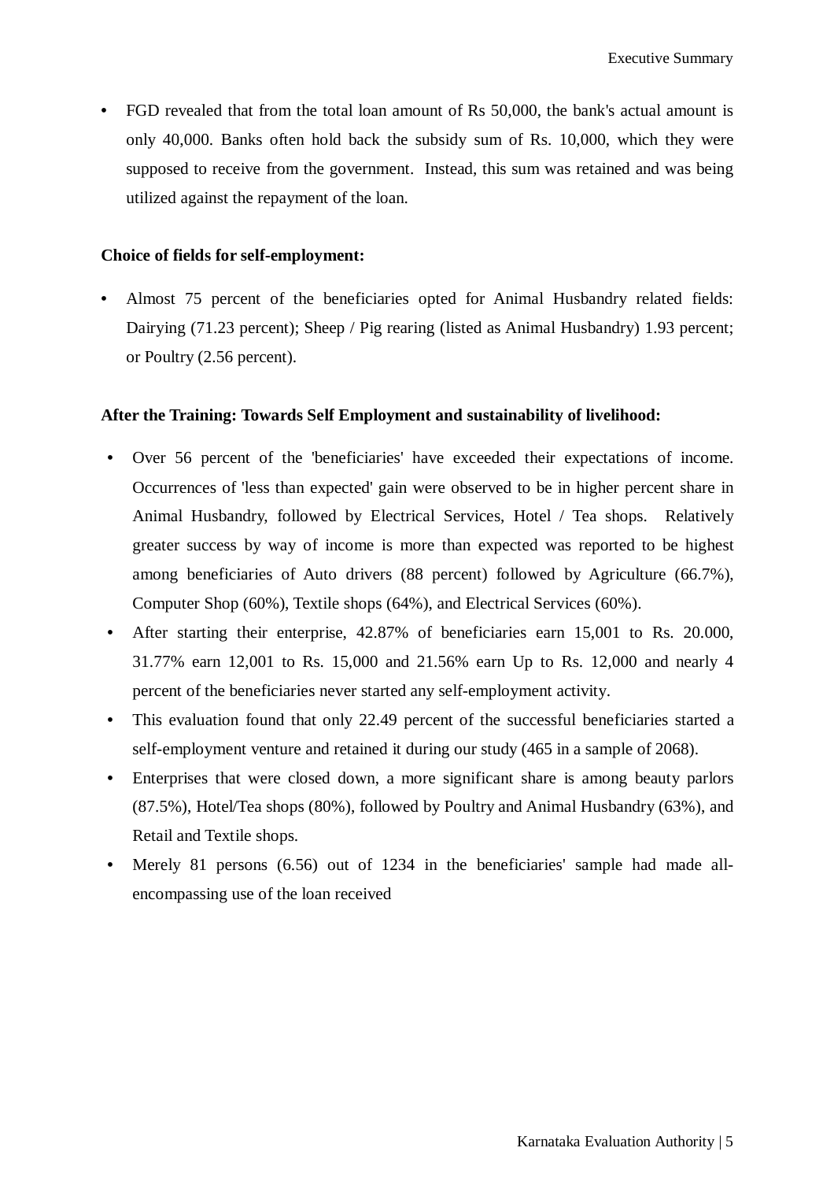- FGD revealed that from the total loan amount of Rs 50,000, the bank's actual amount is only 40,000. Banks often hold back the subsidy sum of Rs. 10,000, which they were supposed to receive from the government. Instead, this sum was retained and was being utilized against the repayment of the loan.

**Choice of fields for self-employment:**

- Almost 75 percent of the beneficiaries opted for Animal Husbandry related fields: Dairying (71.23 percent); Sheep / Pig rearing (listed as Animal Husbandry) 1.93 percent; or Poultry (2.56 percent).

**After the Training: Towards Self Employment and sustainability of livelihood:**

- Over 56 percent of the 'beneficiaries' have exceeded their expectations of income. Occurrences of 'less than expected' gain were observed to be in higher percent share in Animal Husbandry, followed by Electrical Services, Hotel / Tea shops. Relatively greater success by way of income is more than expected was reported to be highest among beneficiaries of Auto drivers (88 percent) followed by Agriculture (66.7%), Computer Shop (60%), Textile shops (64%), and Electrical Services (60%).
- After starting their enterprise, 42.87% of beneficiaries earn 15,001 to Rs. 20.000, 31.77% earn 12,001 to Rs. 15,000 and 21.56% earn Up to Rs. 12,000 and nearly 4 percent of the beneficiaries never started any self-employment activity.
- This evaluation found that only 22.49 percent of the successful beneficiaries started a self-employment venture and retained it during our study (465 in a sample of 2068).
- Enterprises that were closed down, a more significant share is among beauty parlors (87.5%), Hotel/Tea shops (80%), followed by Poultry and Animal Husbandry (63%), and Retail and Textile shops.
- Merely 81 persons (6.56) out of 1234 in the beneficiaries' sample had made all-encompassing use of the loan received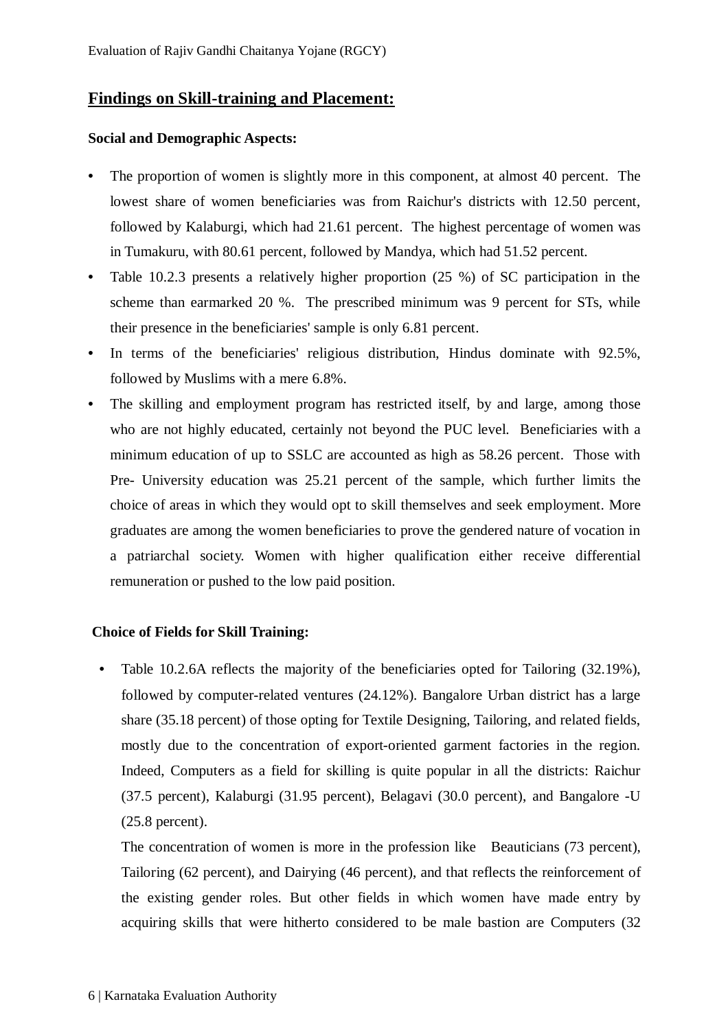## Findings on Skill-training and Placement:

**Social and Demographic Aspects:**

- The proportion of women is slightly more in this component, at almost 40 percent. The lowest share of women beneficiaries was from Raichur's districts with 12.50 percent, followed by Kalaburgi, which had 21.61 percent. The highest percentage of women was in Tumakuru, with 80.61 percent, followed by Mandya, which had 51.52 percent.
- Table 10.2.3 presents a relatively higher proportion (25 %) of SC participation in the scheme than earmarked 20 %. The prescribed minimum was 9 percent for STs, while their presence in the beneficiaries' sample is only 6.81 percent.
- In terms of the beneficiaries' religious distribution, Hindus dominate with 92.5%, followed by Muslims with a mere 6.8%.
- The skilling and employment program has restricted itself, by and large, among those who are not highly educated, certainly not beyond the PUC level. Beneficiaries with a minimum education of up to SSLC are accounted as high as 58.26 percent. Those with Pre- University education was 25.21 percent of the sample, which further limits the choice of areas in which they would opt to skill themselves and seek employment. More graduates are among the women beneficiaries to prove the gendered nature of vocation in a patriarchal society. Women with higher qualification either receive differential remuneration or pushed to the low paid position.

**Choice of Fields for Skill Training:**

- Table 10.2.6A reflects the majority of the beneficiaries opted for Tailoring (32.19%), followed by computer-related ventures (24.12%). Bangalore Urban district has a large share (35.18 percent) of those opting for Textile Designing, Tailoring, and related fields, mostly due to the concentration of export-oriented garment factories in the region. Indeed, Computers as a field for skilling is quite popular in all the districts: Raichur (37.5 percent), Kalaburgi (31.95 percent), Belagavi (30.0 percent), and Bangalore -U (25.8 percent).

  The concentration of women is more in the profession like Beauticians (73 percent), Tailoring (62 percent), and Dairying (46 percent), and that reflects the reinforcement of the existing gender roles. But other fields in which women have made entry by acquiring skills that were hitherto considered to be male bastion are Computers (32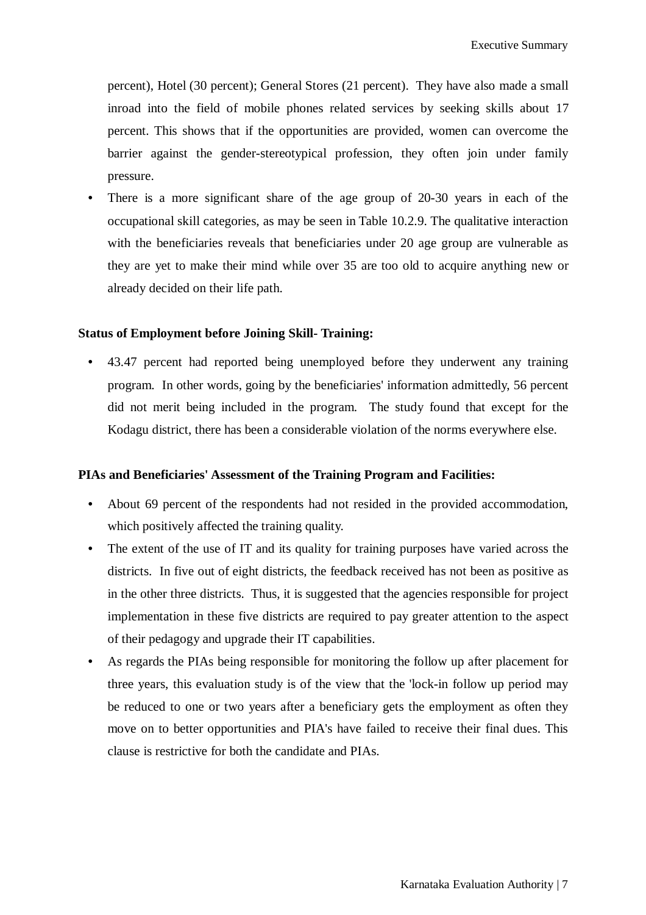percent), Hotel (30 percent); General Stores (21 percent). They have also made a small inroad into the field of mobile phones related services by seeking skills about 17 percent. This shows that if the opportunities are provided, women can overcome the barrier against the gender-stereotypical profession, they often join under family pressure.

- There is a more significant share of the age group of 20-30 years in each of the occupational skill categories, as may be seen in Table 10.2.9. The qualitative interaction with the beneficiaries reveals that beneficiaries under 20 age group are vulnerable as they are yet to make their mind while over 35 are too old to acquire anything new or already decided on their life path.

**Status of Employment before Joining Skill- Training:**

- 43.47 percent had reported being unemployed before they underwent any training program. In other words, going by the beneficiaries' information admittedly, 56 percent did not merit being included in the program. The study found that except for the Kodagu district, there has been a considerable violation of the norms everywhere else.

**PIAs and Beneficiaries' Assessment of the Training Program and Facilities:**

- About 69 percent of the respondents had not resided in the provided accommodation, which positively affected the training quality.
- The extent of the use of IT and its quality for training purposes have varied across the districts. In five out of eight districts, the feedback received has not been as positive as in the other three districts. Thus, it is suggested that the agencies responsible for project implementation in these five districts are required to pay greater attention to the aspect of their pedagogy and upgrade their IT capabilities.
- As regards the PIAs being responsible for monitoring the follow up after placement for three years, this evaluation study is of the view that the 'lock-in follow up period may be reduced to one or two years after a beneficiary gets the employment as often they move on to better opportunities and PIA's have failed to receive their final dues. This clause is restrictive for both the candidate and PIAs.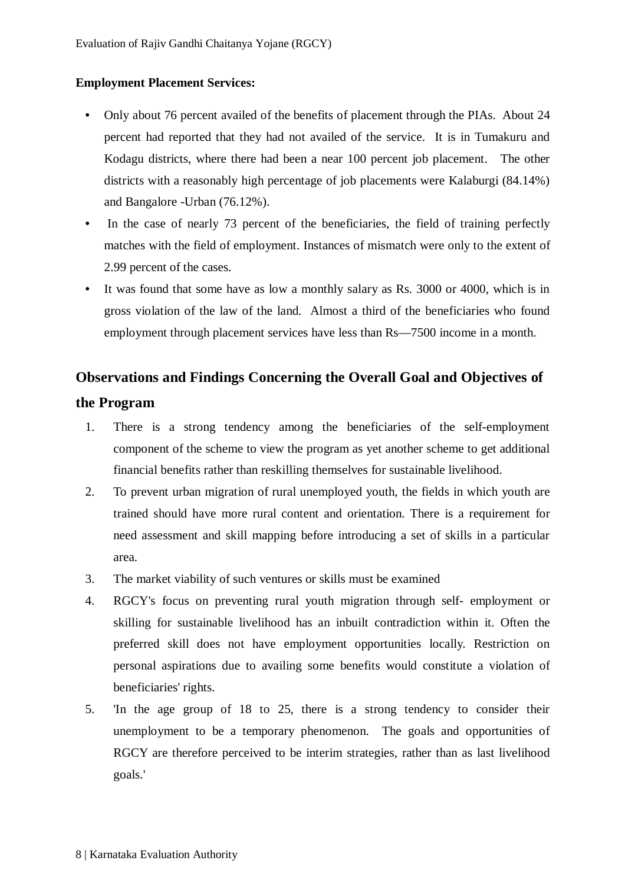**Employment Placement Services:**

- Only about 76 percent availed of the benefits of placement through the PIAs. About 24 percent had reported that they had not availed of the service. It is in Tumakuru and Kodagu districts, where there had been a near 100 percent job placement. The other districts with a reasonably high percentage of job placements were Kalaburgi (84.14%) and Bangalore -Urban (76.12%).
- In the case of nearly 73 percent of the beneficiaries, the field of training perfectly matches with the field of employment. Instances of mismatch were only to the extent of 2.99 percent of the cases.
- It was found that some have as low a monthly salary as Rs. 3000 or 4000, which is in gross violation of the law of the land. Almost a third of the beneficiaries who found employment through placement services have less than Rs—7500 income in a month.

## Observations and Findings Concerning the Overall Goal and Objectives of the Program

1. There is a strong tendency among the beneficiaries of the self-employment component of the scheme to view the program as yet another scheme to get additional financial benefits rather than reskilling themselves for sustainable livelihood.
2. To prevent urban migration of rural unemployed youth, the fields in which youth are trained should have more rural content and orientation. There is a requirement for need assessment and skill mapping before introducing a set of skills in a particular area.
3. The market viability of such ventures or skills must be examined
4. RGCY's focus on preventing rural youth migration through self- employment or skilling for sustainable livelihood has an inbuilt contradiction within it. Often the preferred skill does not have employment opportunities locally. Restriction on personal aspirations due to availing some benefits would constitute a violation of beneficiaries' rights.
5. 'In the age group of 18 to 25, there is a strong tendency to consider their unemployment to be a temporary phenomenon. The goals and opportunities of RGCY are therefore perceived to be interim strategies, rather than as last livelihood goals.'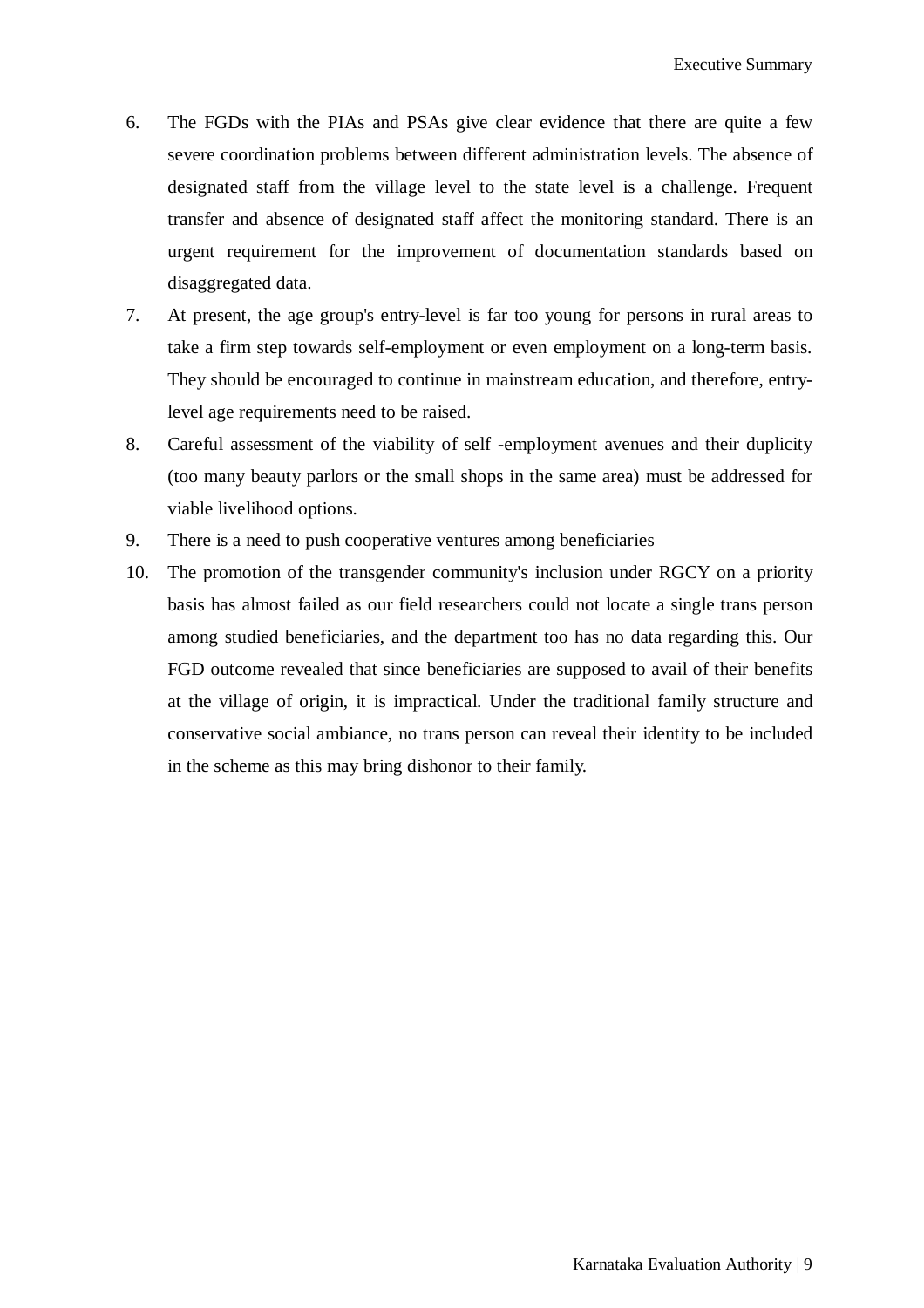6. The FGDs with the PIAs and PSAs give clear evidence that there are quite a few severe coordination problems between different administration levels. The absence of designated staff from the village level to the state level is a challenge. Frequent transfer and absence of designated staff affect the monitoring standard. There is an urgent requirement for the improvement of documentation standards based on disaggregated data.
7. At present, the age group's entry-level is far too young for persons in rural areas to take a firm step towards self-employment or even employment on a long-term basis. They should be encouraged to continue in mainstream education, and therefore, entry-level age requirements need to be raised.
8. Careful assessment of the viability of self -employment avenues and their duplicity (too many beauty parlors or the small shops in the same area) must be addressed for viable livelihood options.
9. There is a need to push cooperative ventures among beneficiaries
10. The promotion of the transgender community's inclusion under RGCY on a priority basis has almost failed as our field researchers could not locate a single trans person among studied beneficiaries, and the department too has no data regarding this. Our FGD outcome revealed that since beneficiaries are supposed to avail of their benefits at the village of origin, it is impractical. Under the traditional family structure and conservative social ambiance, no trans person can reveal their identity to be included in the scheme as this may bring dishonor to their family.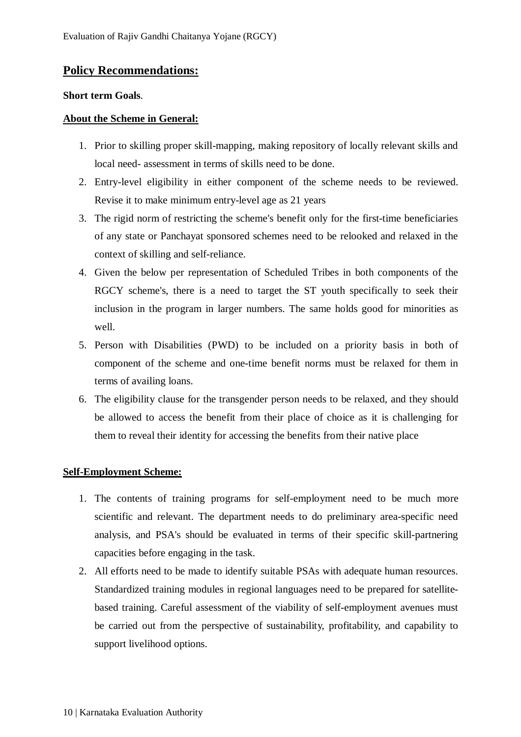## Policy Recommendations:

**Short term Goals**.

**About the Scheme in General:**

1. Prior to skilling proper skill-mapping, making repository of locally relevant skills and local need- assessment in terms of skills need to be done.
2. Entry-level eligibility in either component of the scheme needs to be reviewed. Revise it to make minimum entry-level age as 21 years
3. The rigid norm of restricting the scheme's benefit only for the first-time beneficiaries of any state or Panchayat sponsored schemes need to be relooked and relaxed in the context of skilling and self-reliance.
4. Given the below per representation of Scheduled Tribes in both components of the RGCY scheme's, there is a need to target the ST youth specifically to seek their inclusion in the program in larger numbers. The same holds good for minorities as well.
5. Person with Disabilities (PWD) to be included on a priority basis in both of component of the scheme and one-time benefit norms must be relaxed for them in terms of availing loans.
6. The eligibility clause for the transgender person needs to be relaxed, and they should be allowed to access the benefit from their place of choice as it is challenging for them to reveal their identity for accessing the benefits from their native place

**Self-Employment Scheme:**

1. The contents of training programs for self-employment need to be much more scientific and relevant. The department needs to do preliminary area-specific need analysis, and PSA's should be evaluated in terms of their specific skill-partnering capacities before engaging in the task.
2. All efforts need to be made to identify suitable PSAs with adequate human resources. Standardized training modules in regional languages need to be prepared for satellite-based training. Careful assessment of the viability of self-employment avenues must be carried out from the perspective of sustainability, profitability, and capability to support livelihood options.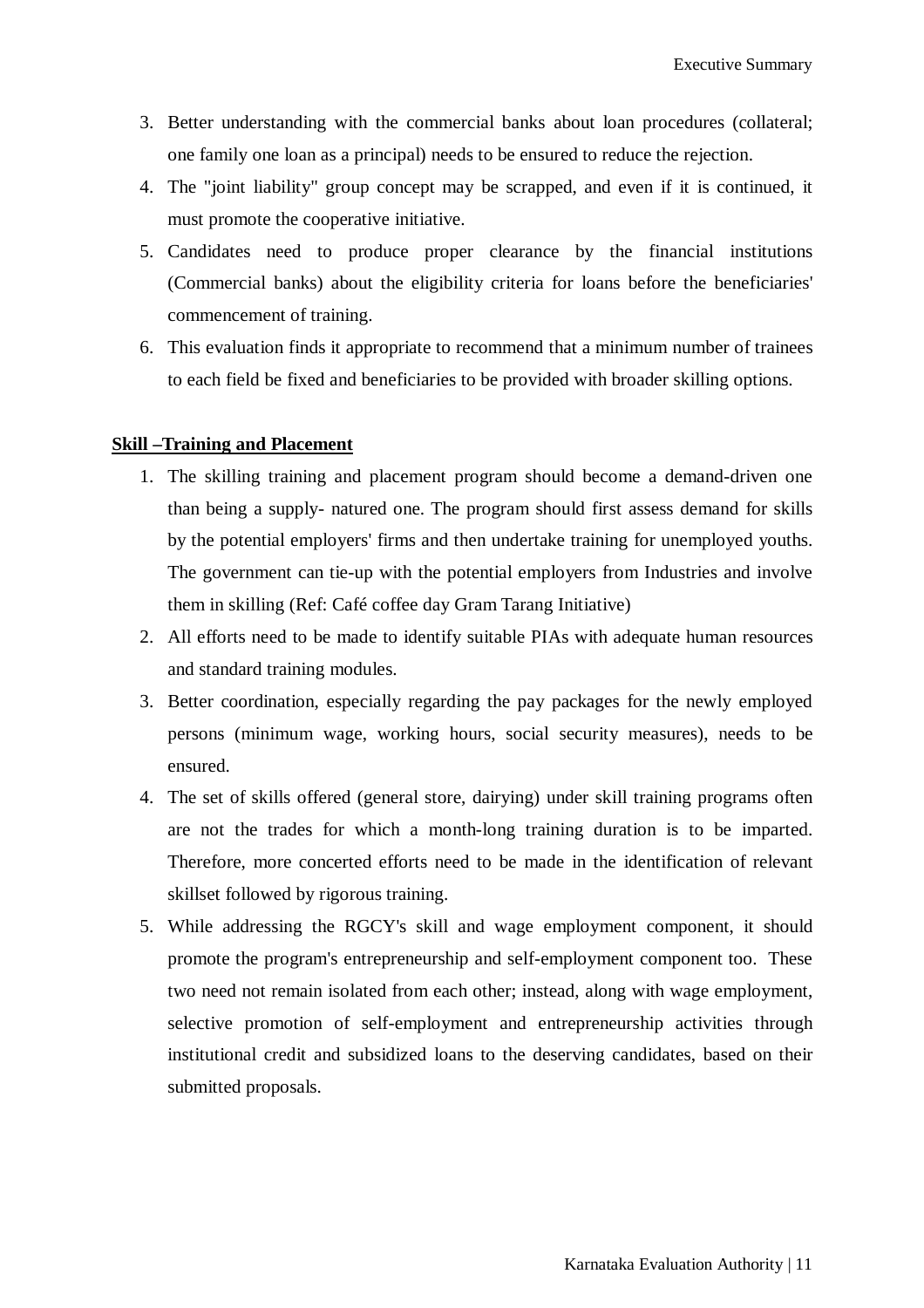3. Better understanding with the commercial banks about loan procedures (collateral; one family one loan as a principal) needs to be ensured to reduce the rejection.
4. The "joint liability" group concept may be scrapped, and even if it is continued, it must promote the cooperative initiative.
5. Candidates need to produce proper clearance by the financial institutions (Commercial banks) about the eligibility criteria for loans before the beneficiaries' commencement of training.
6. This evaluation finds it appropriate to recommend that a minimum number of trainees to each field be fixed and beneficiaries to be provided with broader skilling options.

**Skill –Training and Placement**

1. The skilling training and placement program should become a demand-driven one than being a supply- natured one. The program should first assess demand for skills by the potential employers' firms and then undertake training for unemployed youths. The government can tie-up with the potential employers from Industries and involve them in skilling (Ref: Café coffee day Gram Tarang Initiative)
2. All efforts need to be made to identify suitable PIAs with adequate human resources and standard training modules.
3. Better coordination, especially regarding the pay packages for the newly employed persons (minimum wage, working hours, social security measures), needs to be ensured.
4. The set of skills offered (general store, dairying) under skill training programs often are not the trades for which a month-long training duration is to be imparted. Therefore, more concerted efforts need to be made in the identification of relevant skillset followed by rigorous training.
5. While addressing the RGCY's skill and wage employment component, it should promote the program's entrepreneurship and self-employment component too. These two need not remain isolated from each other; instead, along with wage employment, selective promotion of self-employment and entrepreneurship activities through institutional credit and subsidized loans to the deserving candidates, based on their submitted proposals.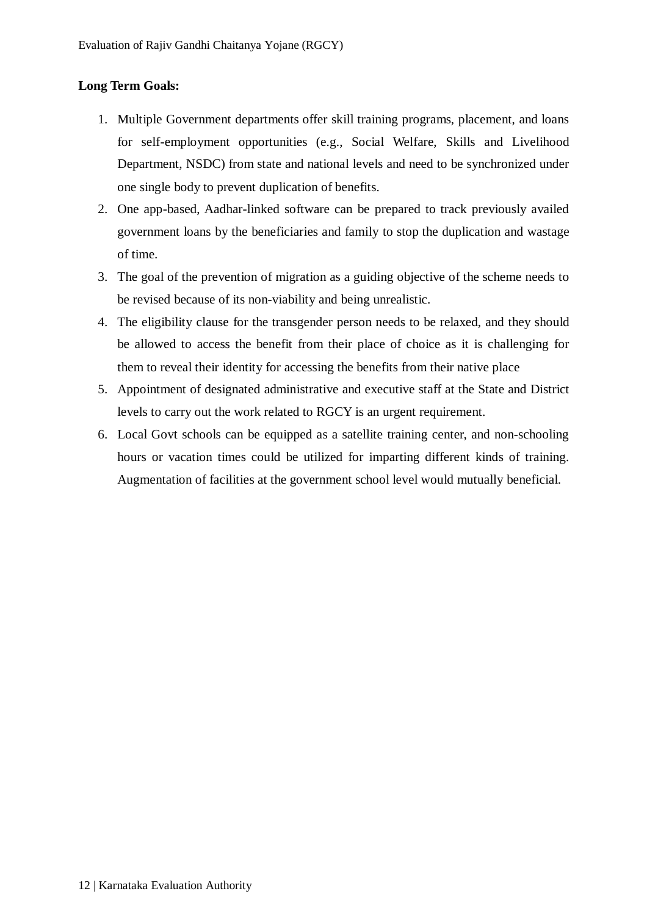**Long Term Goals:**

1. Multiple Government departments offer skill training programs, placement, and loans for self-employment opportunities (e.g., Social Welfare, Skills and Livelihood Department, NSDC) from state and national levels and need to be synchronized under one single body to prevent duplication of benefits.
2. One app-based, Aadhar-linked software can be prepared to track previously availed government loans by the beneficiaries and family to stop the duplication and wastage of time.
3. The goal of the prevention of migration as a guiding objective of the scheme needs to be revised because of its non-viability and being unrealistic.
4. The eligibility clause for the transgender person needs to be relaxed, and they should be allowed to access the benefit from their place of choice as it is challenging for them to reveal their identity for accessing the benefits from their native place
5. Appointment of designated administrative and executive staff at the State and District levels to carry out the work related to RGCY is an urgent requirement.
6. Local Govt schools can be equipped as a satellite training center, and non-schooling hours or vacation times could be utilized for imparting different kinds of training. Augmentation of facilities at the government school level would mutually beneficial.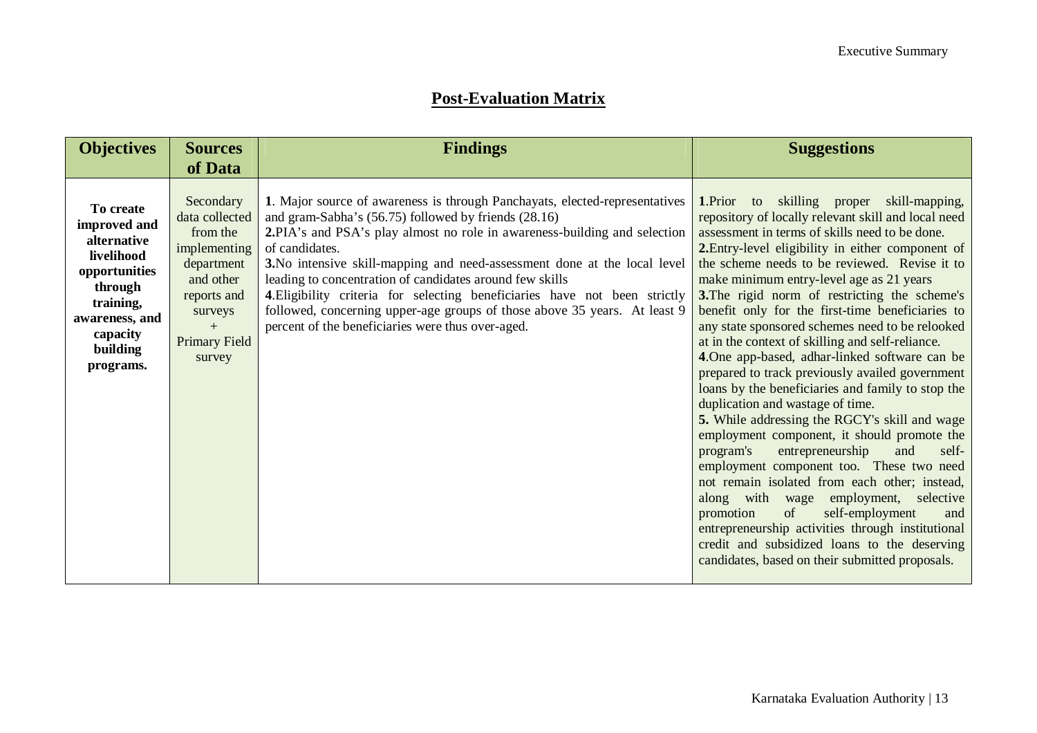## Post-Evaluation Matrix

| Objectives | Sources of Data | Findings | Suggestions |
|---|---|---|---|
| **To create improved and alternative livelihood opportunities through training, awareness, and capacity building programs.** | Secondary data collected from the implementing department and other reports and surveys + Primary Field survey | **1**. Major source of awareness is through Panchayats, elected-representatives and gram-Sabha's (56.75) followed by friends (28.16)<br>**2.**PIA's and PSA's play almost no role in awareness-building and selection of candidates.<br>**3.**No intensive skill-mapping and need-assessment done at the local level leading to concentration of candidates around few skills<br>**4**.Eligibility criteria for selecting beneficiaries have not been strictly followed, concerning upper-age groups of those above 35 years. At least 9 percent of the beneficiaries were thus over-aged. | **1**.Prior to skilling proper skill-mapping, repository of locally relevant skill and local need assessment in terms of skills need to be done.<br>**2.**Entry-level eligibility in either component of the scheme needs to be reviewed. Revise it to make minimum entry-level age as 21 years<br>**3.**The rigid norm of restricting the scheme's benefit only for the first-time beneficiaries to any state sponsored schemes need to be relooked at in the context of skilling and self-reliance.<br>**4**.One app-based, adhar-linked software can be prepared to track previously availed government loans by the beneficiaries and family to stop the duplication and wastage of time.<br>**5.** While addressing the RGCY's skill and wage employment component, it should promote the program's entrepreneurship and self-employment component too. These two need not remain isolated from each other; instead, along with wage employment, selective promotion of self-employment and entrepreneurship activities through institutional credit and subsidized loans to the deserving candidates, based on their submitted proposals. |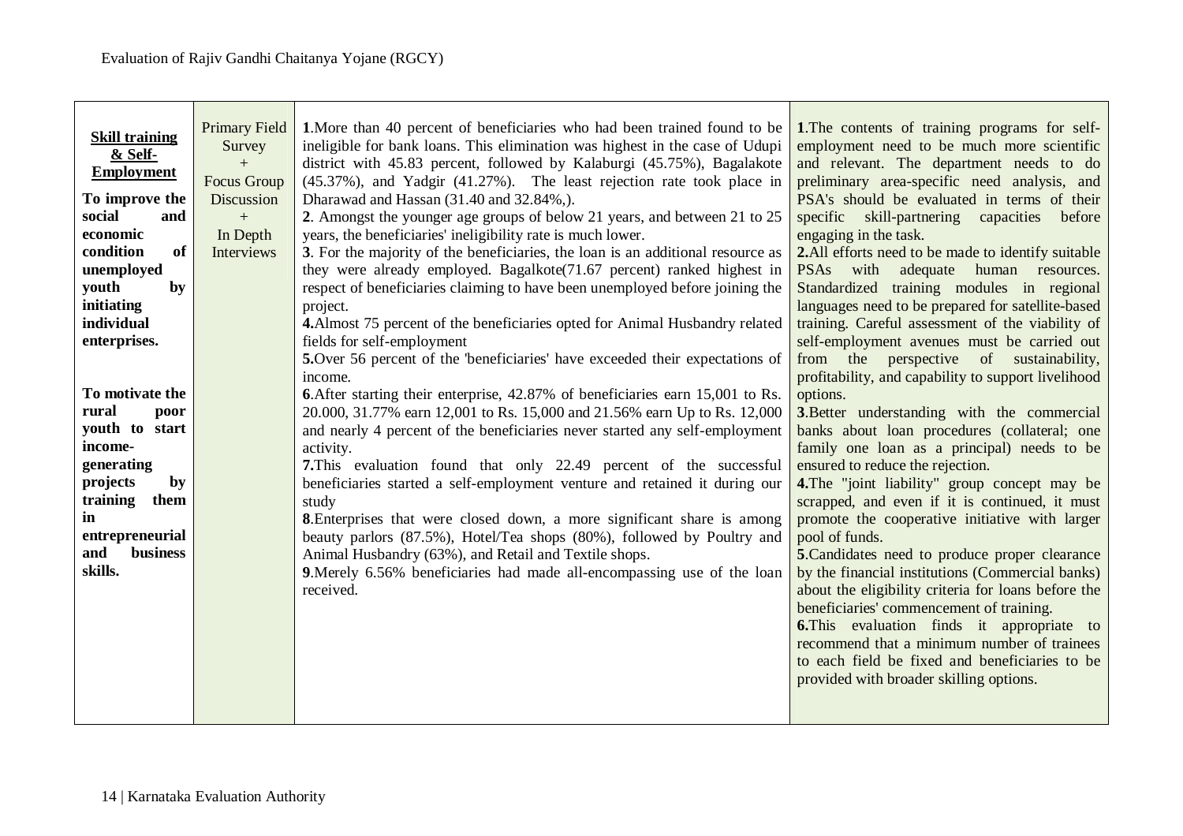| **Skill training & Self-Employment**<br><br>**To improve the social and economic condition of unemployed youth by initiating individual enterprises.**<br><br>**To motivate the rural poor youth to start income-generating projects by training them in entrepreneurial and business skills.** | Primary Field Survey<br>+<br>Focus Group Discussion<br>+<br>In Depth Interviews | **1**.More than 40 percent of beneficiaries who had been trained found to be ineligible for bank loans. This elimination was highest in the case of Udupi district with 45.83 percent, followed by Kalaburgi (45.75%), Bagalakote (45.37%), and Yadgir (41.27%). The least rejection rate took place in Dharawad and Hassan (31.40 and 32.84%,).<br>**2**. Amongst the younger age groups of below 21 years, and between 21 to 25 years, the beneficiaries' ineligibility rate is much lower.<br>**3**. For the majority of the beneficiaries, the loan is an additional resource as they were already employed. Bagalkote(71.67 percent) ranked highest in respect of beneficiaries claiming to have been unemployed before joining the project.<br>**4.**Almost 75 percent of the beneficiaries opted for Animal Husbandry related fields for self-employment<br>**5.**Over 56 percent of the 'beneficiaries' have exceeded their expectations of income.<br>**6**.After starting their enterprise, 42.87% of beneficiaries earn 15,001 to Rs. 20.000, 31.77% earn 12,001 to Rs. 15,000 and 21.56% earn Up to Rs. 12,000 and nearly 4 percent of the beneficiaries never started any self-employment activity.<br>**7.**This evaluation found that only 22.49 percent of the successful beneficiaries started a self-employment venture and retained it during our study<br>**8**.Enterprises that were closed down, a more significant share is among beauty parlors (87.5%), Hotel/Tea shops (80%), followed by Poultry and Animal Husbandry (63%), and Retail and Textile shops.<br>**9**.Merely 6.56% beneficiaries had made all-encompassing use of the loan received. | **1**.The contents of training programs for self-employment need to be much more scientific and relevant. The department needs to do preliminary area-specific need analysis, and PSA's should be evaluated in terms of their specific skill-partnering capacities before engaging in the task.<br>**2.**All efforts need to be made to identify suitable PSAs with adequate human resources. Standardized training modules in regional languages need to be prepared for satellite-based training. Careful assessment of the viability of self-employment avenues must be carried out from the perspective of sustainability, profitability, and capability to support livelihood options.<br>**3**.Better understanding with the commercial banks about loan procedures (collateral; one family one loan as a principal) needs to be ensured to reduce the rejection.<br>**4.**The "joint liability" group concept may be scrapped, and even if it is continued, it must promote the cooperative initiative with larger pool of funds.<br>**5**.Candidates need to produce proper clearance by the financial institutions (Commercial banks) about the eligibility criteria for loans before the beneficiaries' commencement of training.<br>**6.**This evaluation finds it appropriate to recommend that a minimum number of trainees to each field be fixed and beneficiaries to be provided with broader skilling options. |
|---|---|---|---|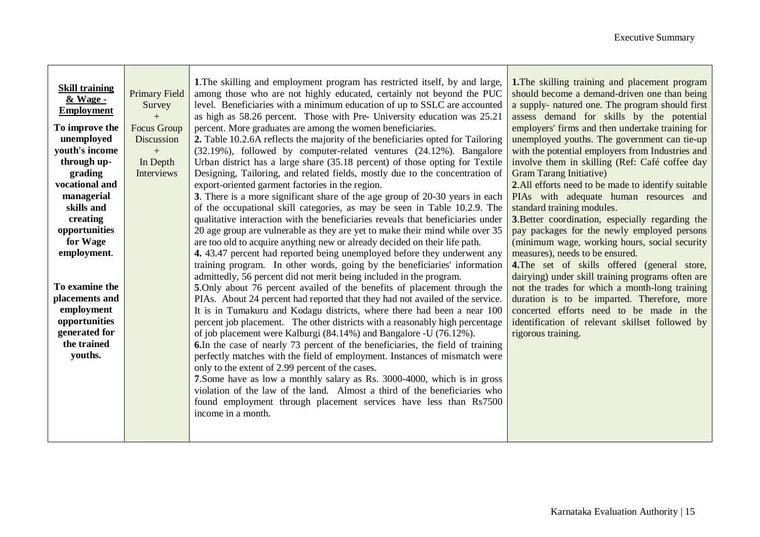| **Skill training & Wage - Employment**<br><br>**To improve the unemployed youth's income through up-grading vocational and managerial skills and creating opportunities for Wage employment.**<br><br>**To examine the placements and employment opportunities generated for the trained youths.** | Primary Field Survey<br>+<br>Focus Group Discussion<br>+<br>In Depth Interviews | **1**.The skilling and employment program has restricted itself, by and large, among those who are not highly educated, certainly not beyond the PUC level. Beneficiaries with a minimum education of up to SSLC are accounted as high as 58.26 percent. Those with Pre- University education was 25.21 percent. More graduates are among the women beneficiaries.<br>**2.** Table 10.2.6A reflects the majority of the beneficiaries opted for Tailoring (32.19%), followed by computer-related ventures (24.12%). Bangalore Urban district has a large share (35.18 percent) of those opting for Textile Designing, Tailoring, and related fields, mostly due to the concentration of export-oriented garment factories in the region.<br>**3**. There is a more significant share of the age group of 20-30 years in each of the occupational skill categories, as may be seen in Table 10.2.9. The qualitative interaction with the beneficiaries reveals that beneficiaries under 20 age group are vulnerable as they are yet to make their mind while over 35 are too old to acquire anything new or already decided on their life path.<br>**4.** 43.47 percent had reported being unemployed before they underwent any training program. In other words, going by the beneficiaries' information admittedly, 56 percent did not merit being included in the program.<br>**5**.Only about 76 percent availed of the benefits of placement through the PIAs. About 24 percent had reported that they had not availed of the service. It is in Tumakuru and Kodagu districts, where there had been a near 100 percent job placement. The other districts with a reasonably high percentage of job placement were Kalburgi (84.14%) and Bangalore -U (76.12%).<br>**6.**In the case of nearly 73 percent of the beneficiaries, the field of training perfectly matches with the field of employment. Instances of mismatch were only to the extent of 2.99 percent of the cases.<br>**7**.Some have as low a monthly salary as Rs. 3000-4000, which is in gross violation of the law of the land. Almost a third of the beneficiaries who found employment through placement services have less than Rs7500 income in a month. | **1.**The skilling training and placement program should become a demand-driven one than being a supply- natured one. The program should first assess demand for skills by the potential employers' firms and then undertake training for unemployed youths. The government can tie-up with the potential employers from Industries and involve them in skilling (Ref: Café coffee day Gram Tarang Initiative)<br>**2**.All efforts need to be made to identify suitable PIAs with adequate human resources and standard training modules.<br>**3**.Better coordination, especially regarding the pay packages for the newly employed persons (minimum wage, working hours, social security measures), needs to be ensured.<br>**4.**The set of skills offered (general store, dairying) under skill training programs often are not the trades for which a month-long training duration is to be imparted. Therefore, more concerted efforts need to be made in the identification of relevant skillset followed by rigorous training. |
|---|---|---|---|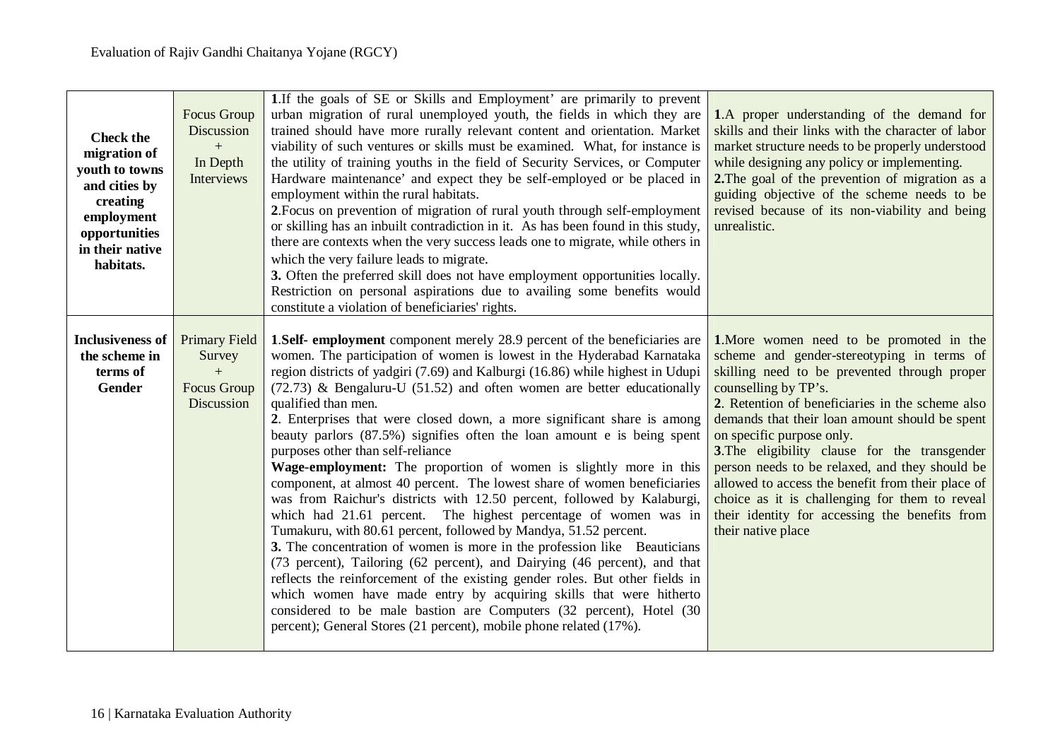| **Check the migration of youth to towns and cities by creating employment opportunities in their native habitats.** | Focus Group Discussion + In Depth Interviews | **1**.If the goals of SE or Skills and Employment' are primarily to prevent urban migration of rural unemployed youth, the fields in which they are trained should have more rurally relevant content and orientation. Market viability of such ventures or skills must be examined. What, for instance is the utility of training youths in the field of Security Services, or Computer Hardware maintenance' and expect they be self-employed or be placed in employment within the rural habitats.<br>**2**.Focus on prevention of migration of rural youth through self-employment or skilling has an inbuilt contradiction in it. As has been found in this study, there are contexts when the very success leads one to migrate, while others in which the very failure leads to migrate.<br>**3.** Often the preferred skill does not have employment opportunities locally. Restriction on personal aspirations due to availing some benefits would constitute a violation of beneficiaries' rights. | **1**.A proper understanding of the demand for skills and their links with the character of labor market structure needs to be properly understood while designing any policy or implementing.<br>**2.**The goal of the prevention of migration as a guiding objective of the scheme needs to be revised because of its non-viability and being unrealistic. |
|---|---|---|---|
| **Inclusiveness of the scheme in terms of Gender** | Primary Field Survey + Focus Group Discussion | 1.**Self- employment** component merely 28.9 percent of the beneficiaries are women. The participation of women is lowest in the Hyderabad Karnataka region districts of yadgiri (7.69) and Kalburgi (16.86) while highest in Udupi (72.73) & Bengaluru-U (51.52) and often women are better educationally qualified than men.<br>**2**. Enterprises that were closed down, a more significant share is among beauty parlors (87.5%) signifies often the loan amount e is being spent purposes other than self-reliance<br>**Wage-employment:** The proportion of women is slightly more in this component, at almost 40 percent. The lowest share of women beneficiaries was from Raichur's districts with 12.50 percent, followed by Kalaburgi, which had 21.61 percent. The highest percentage of women was in Tumakuru, with 80.61 percent, followed by Mandya, 51.52 percent.<br>**3.** The concentration of women is more in the profession like Beauticians (73 percent), Tailoring (62 percent), and Dairying (46 percent), and that reflects the reinforcement of the existing gender roles. But other fields in which women have made entry by acquiring skills that were hitherto considered to be male bastion are Computers (32 percent), Hotel (30 percent); General Stores (21 percent), mobile phone related (17%). | **1**.More women need to be promoted in the scheme and gender-stereotyping in terms of skilling need to be prevented through proper counselling by TP's.<br>**2**. Retention of beneficiaries in the scheme also demands that their loan amount should be spent on specific purpose only.<br>**3**.The eligibility clause for the transgender person needs to be relaxed, and they should be allowed to access the benefit from their place of choice as it is challenging for them to reveal their identity for accessing the benefits from their native place |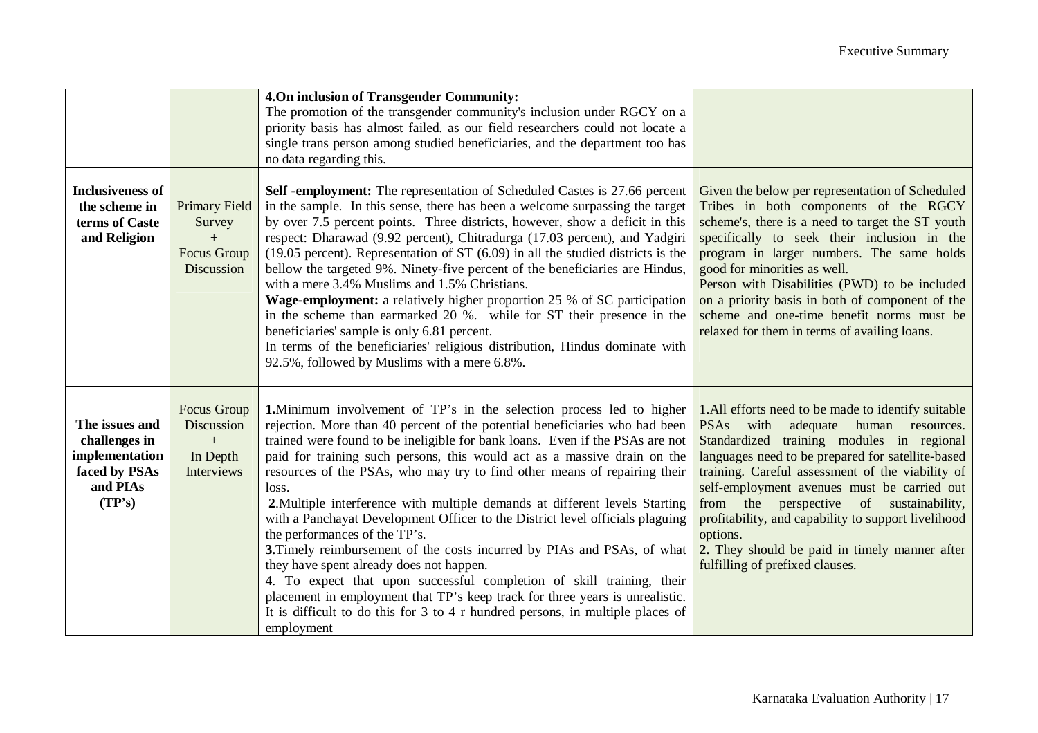| | | | |
|---|---|---|---|
| | | **4.On inclusion of Transgender Community:** The promotion of the transgender community's inclusion under RGCY on a priority basis has almost failed. as our field researchers could not locate a single trans person among studied beneficiaries, and the department too has no data regarding this. | |
| **Inclusiveness of the scheme in terms of Caste and Religion** | Primary Field Survey + Focus Group Discussion | **Self -employment:** The representation of Scheduled Castes is 27.66 percent in the sample. In this sense, there has been a welcome surpassing the target by over 7.5 percent points. Three districts, however, show a deficit in this respect: Dharawad (9.92 percent), Chitradurga (17.03 percent), and Yadgiri (19.05 percent). Representation of ST (6.09) in all the studied districts is the bellow the targeted 9%. Ninety-five percent of the beneficiaries are Hindus, with a mere 3.4% Muslims and 1.5% Christians.<br>**Wage-employment:** a relatively higher proportion 25 % of SC participation in the scheme than earmarked 20 %. while for ST their presence in the beneficiaries' sample is only 6.81 percent.<br>In terms of the beneficiaries' religious distribution, Hindus dominate with 92.5%, followed by Muslims with a mere 6.8%. | Given the below per representation of Scheduled Tribes in both components of the RGCY scheme's, there is a need to target the ST youth specifically to seek their inclusion in the program in larger numbers. The same holds good for minorities as well.<br>Person with Disabilities (PWD) to be included on a priority basis in both of component of the scheme and one-time benefit norms must be relaxed for them in terms of availing loans. |
| **The issues and challenges in implementation faced by PSAs and PIAs (TP's)** | Focus Group Discussion + In Depth Interviews | **1.**Minimum involvement of TP's in the selection process led to higher rejection. More than 40 percent of the potential beneficiaries who had been trained were found to be ineligible for bank loans. Even if the PSAs are not paid for training such persons, this would act as a massive drain on the resources of the PSAs, who may try to find other means of repairing their loss.<br>**2**.Multiple interference with multiple demands at different levels Starting with a Panchayat Development Officer to the District level officials plaguing the performances of the TP's.<br>**3.**Timely reimbursement of the costs incurred by PIAs and PSAs, of what they have spent already does not happen.<br>4. To expect that upon successful completion of skill training, their placement in employment that TP's keep track for three years is unrealistic. It is difficult to do this for 3 to 4 r hundred persons, in multiple places of employment | 1.All efforts need to be made to identify suitable PSAs with adequate human resources. Standardized training modules in regional languages need to be prepared for satellite-based training. Careful assessment of the viability of self-employment avenues must be carried out from the perspective of sustainability, profitability, and capability to support livelihood options.<br>**2.** They should be paid in timely manner after fulfilling of prefixed clauses. |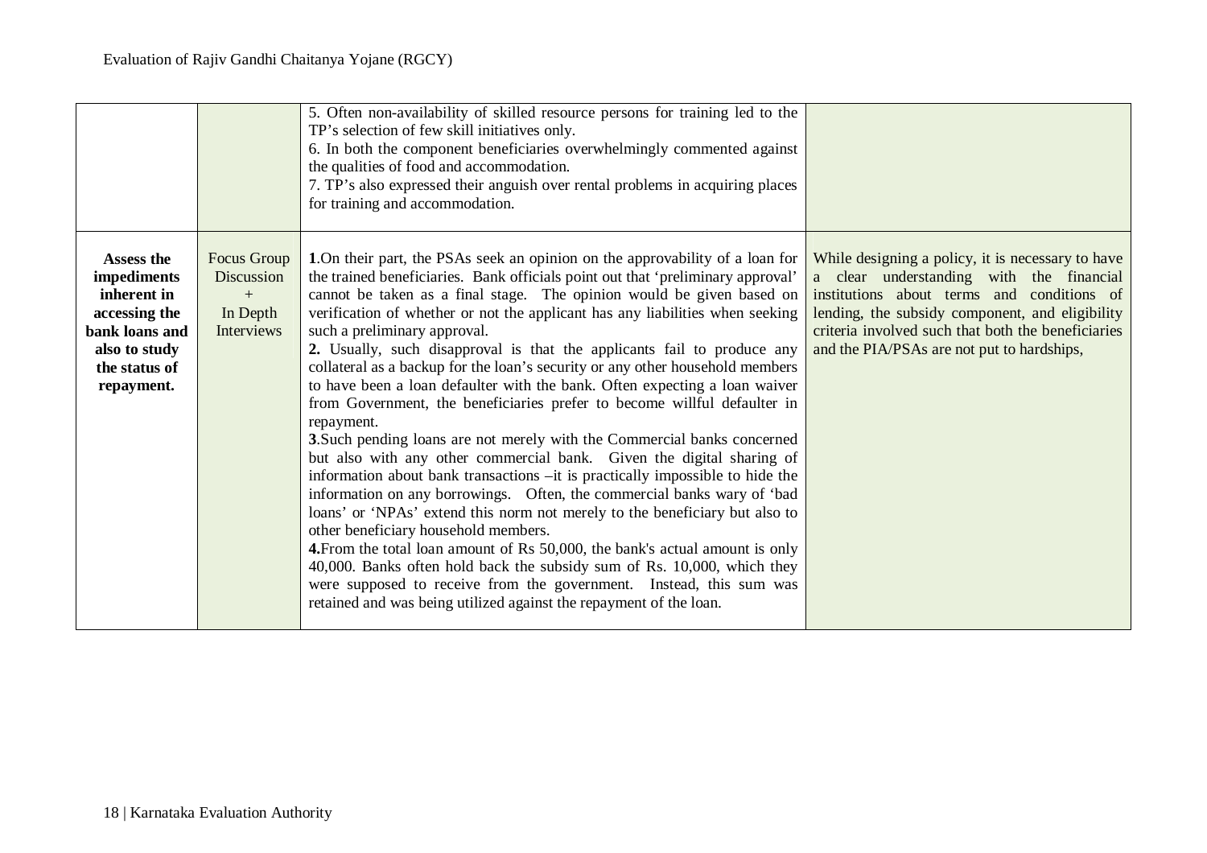| | | | |
|---|---|---|---|
| | | 5. Often non-availability of skilled resource persons for training led to the TP's selection of few skill initiatives only.<br>6. In both the component beneficiaries overwhelmingly commented against the qualities of food and accommodation.<br>7. TP's also expressed their anguish over rental problems in acquiring places for training and accommodation. | |
| **Assess the impediments inherent in accessing the bank loans and also to study the status of repayment.** | Focus Group Discussion + In Depth Interviews | **1**.On their part, the PSAs seek an opinion on the approvability of a loan for the trained beneficiaries. Bank officials point out that 'preliminary approval' cannot be taken as a final stage. The opinion would be given based on verification of whether or not the applicant has any liabilities when seeking such a preliminary approval.<br>**2.** Usually, such disapproval is that the applicants fail to produce any collateral as a backup for the loan's security or any other household members to have been a loan defaulter with the bank. Often expecting a loan waiver from Government, the beneficiaries prefer to become willful defaulter in repayment.<br>**3**.Such pending loans are not merely with the Commercial banks concerned but also with any other commercial bank. Given the digital sharing of information about bank transactions –it is practically impossible to hide the information on any borrowings. Often, the commercial banks wary of 'bad loans' or 'NPAs' extend this norm not merely to the beneficiary but also to other beneficiary household members.<br>**4.**From the total loan amount of Rs 50,000, the bank's actual amount is only 40,000. Banks often hold back the subsidy sum of Rs. 10,000, which they were supposed to receive from the government. Instead, this sum was retained and was being utilized against the repayment of the loan. | While designing a policy, it is necessary to have a clear understanding with the financial institutions about terms and conditions of lending, the subsidy component, and eligibility criteria involved such that both the beneficiaries and the PIA/PSAs are not put to hardships, |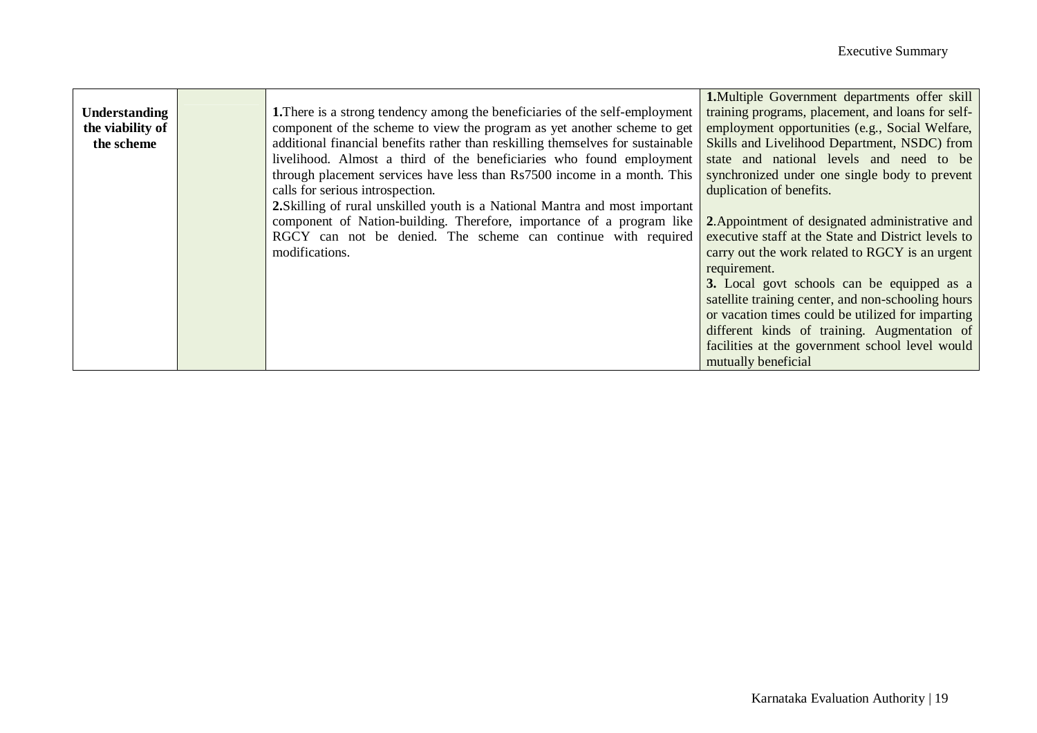| | | | |
|---|---|---|---|
| **Understanding the viability of the scheme** | | **1.**There is a strong tendency among the beneficiaries of the self-employment component of the scheme to view the program as yet another scheme to get additional financial benefits rather than reskilling themselves for sustainable livelihood. Almost a third of the beneficiaries who found employment through placement services have less than Rs7500 income in a month. This calls for serious introspection.<br>**2.**Skilling of rural unskilled youth is a National Mantra and most important component of Nation-building. Therefore, importance of a program like RGCY can not be denied. The scheme can continue with required modifications. | **1.**Multiple Government departments offer skill training programs, placement, and loans for self-employment opportunities (e.g., Social Welfare, Skills and Livelihood Department, NSDC) from state and national levels and need to be synchronized under one single body to prevent duplication of benefits.<br><br>**2**.Appointment of designated administrative and executive staff at the State and District levels to carry out the work related to RGCY is an urgent requirement.<br>**3.** Local govt schools can be equipped as a satellite training center, and non-schooling hours or vacation times could be utilized for imparting different kinds of training. Augmentation of facilities at the government school level would mutually beneficial |